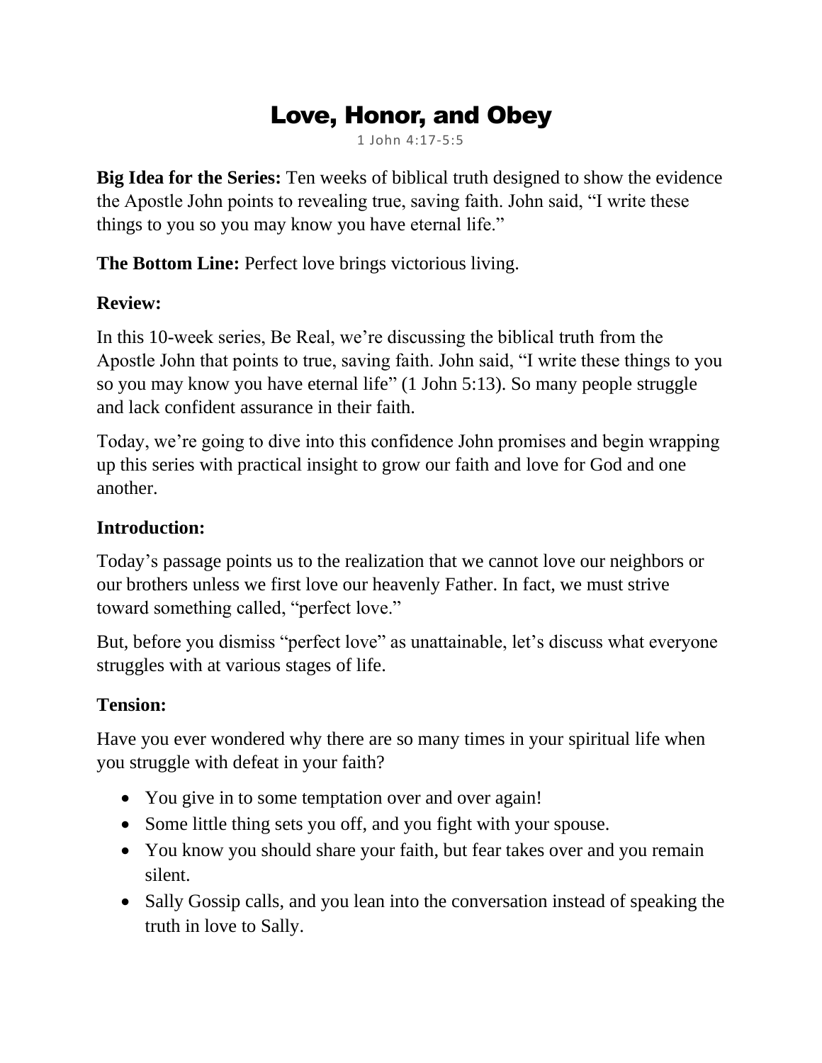# Love, Honor, and Obey

1 John 4:17-5:5

**Big Idea for the Series:** Ten weeks of biblical truth designed to show the evidence the Apostle John points to revealing true, saving faith. John said, "I write these things to you so you may know you have eternal life."

**The Bottom Line:** Perfect love brings victorious living.

**Review:**

In this 10-week series, Be Real, we're discussing the biblical truth from the Apostle John that points to true, saving faith. John said, "I write these things to you so you may know you have eternal life" (1 John 5:13). So many people struggle and lack confident assurance in their faith.

Today, we're going to dive into this confidence John promises and begin wrapping up this series with practical insight to grow our faith and love for God and one another.

**Introduction:**

Today's passage points us to the realization that we cannot love our neighbors or our brothers unless we first love our heavenly Father. In fact, we must strive toward something called, "perfect love."

But, before you dismiss "perfect love" as unattainable, let's discuss what everyone struggles with at various stages of life.

**Tension:**

Have you ever wondered why there are so many times in your spiritual life when you struggle with defeat in your faith?

- You give in to some temptation over and over again!
- Some little thing sets you off, and you fight with your spouse.
- You know you should share your faith, but fear takes over and you remain silent.
- Sally Gossip calls, and you lean into the conversation instead of speaking the truth in love to Sally.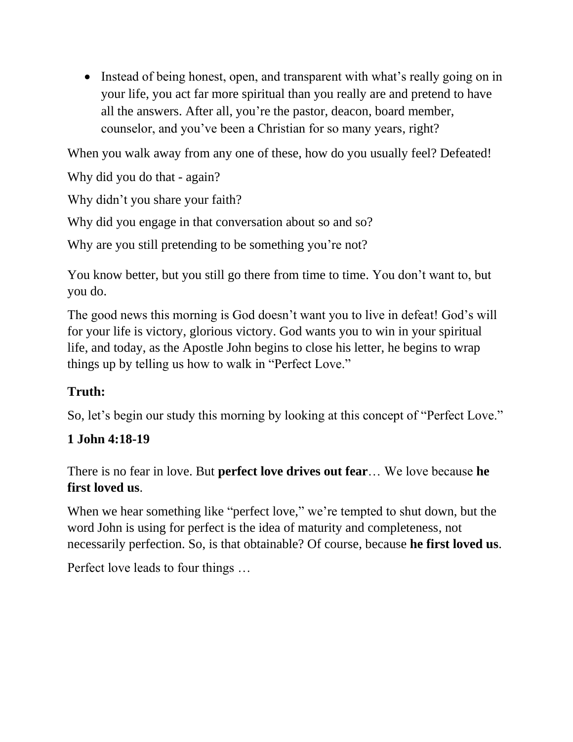- Instead of being honest, open, and transparent with what's really going on in your life, you act far more spiritual than you really are and pretend to have all the answers. After all, you're the pastor, deacon, board member, counselor, and you've been a Christian for so many years, right?

When you walk away from any one of these, how do you usually feel? Defeated!

Why did you do that - again?

Why didn't you share your faith?

Why did you engage in that conversation about so and so?

Why are you still pretending to be something you're not?

You know better, but you still go there from time to time. You don't want to, but you do.

The good news this morning is God doesn't want you to live in defeat! God's will for your life is victory, glorious victory. God wants you to win in your spiritual life, and today, as the Apostle John begins to close his letter, he begins to wrap things up by telling us how to walk in "Perfect Love."

**Truth:**

So, let's begin our study this morning by looking at this concept of "Perfect Love."

**1 John 4:18-19**

There is no fear in love. But **perfect love drives out fear**… We love because **he first loved us**.

When we hear something like "perfect love," we're tempted to shut down, but the word John is using for perfect is the idea of maturity and completeness, not necessarily perfection. So, is that obtainable? Of course, because **he first loved us**.

Perfect love leads to four things …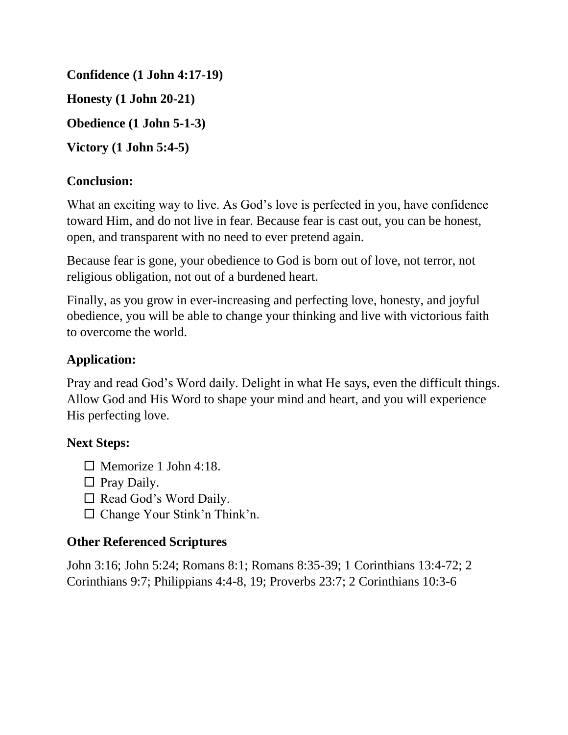**Confidence (1 John 4:17-19)**

**Honesty (1 John 20-21)**

**Obedience (1 John 5-1-3)**

**Victory (1 John 5:4-5)**

## Conclusion:

What an exciting way to live. As God's love is perfected in you, have confidence toward Him, and do not live in fear. Because fear is cast out, you can be honest, open, and transparent with no need to ever pretend again.

Because fear is gone, your obedience to God is born out of love, not terror, not religious obligation, not out of a burdened heart.

Finally, as you grow in ever-increasing and perfecting love, honesty, and joyful obedience, you will be able to change your thinking and live with victorious faith to overcome the world.

## Application:

Pray and read God's Word daily. Delight in what He says, even the difficult things. Allow God and His Word to shape your mind and heart, and you will experience His perfecting love.

## Next Steps:

- ☐ Memorize 1 John 4:18.
- ☐ Pray Daily.
- ☐ Read God's Word Daily.
- ☐ Change Your Stink'n Think'n.

## Other Referenced Scriptures

John 3:16; John 5:24; Romans 8:1; Romans 8:35-39; 1 Corinthians 13:4-72; 2 Corinthians 9:7; Philippians 4:4-8, 19; Proverbs 23:7; 2 Corinthians 10:3-6